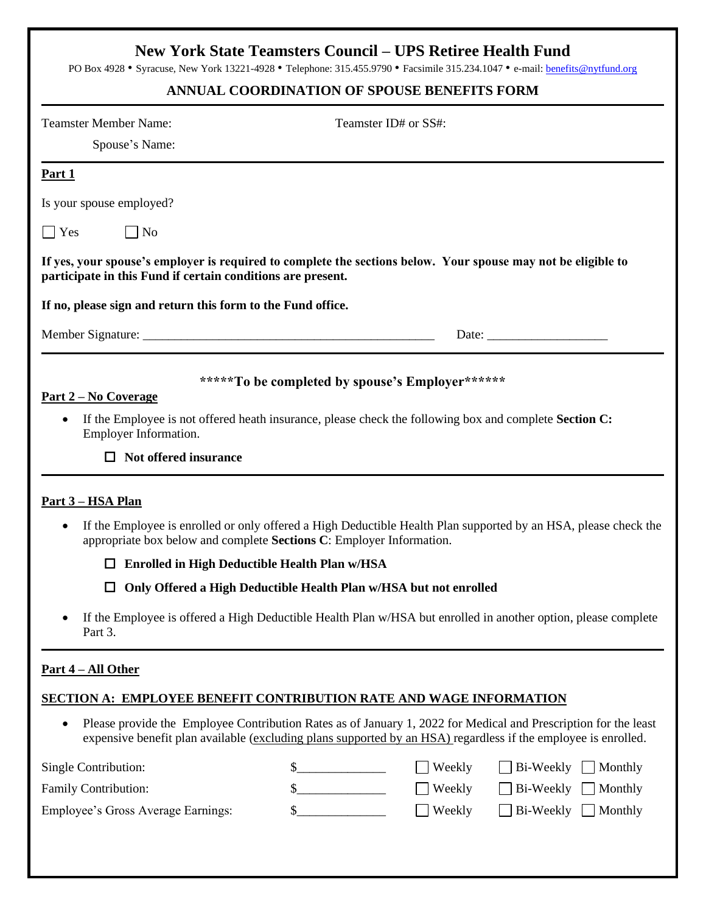# New York State Teamsters Council – UPS Retiree Health Fund

PO Box 4928 • Syracuse, New York 13221-4928 • Telephone: 315.455.9790 • Facsimile 315.234.1047 • e-mail: benefits@nytfund.org

## ANNUAL COORDINATION OF SPOUSE BENEFITS FORM

Teamster Member Name: Teamster ID# or SS#:

Spouse's Name:

---

**Part 1**

Is your spouse employed?

☐ Yes ☐ No

**If yes, your spouse's employer is required to complete the sections below. Your spouse may not be eligible to participate in this Fund if certain conditions are present.**

**If no, please sign and return this form to the Fund office.**

Member Signature: _______________________________________________ Date: ___________________

---

**\*\*\*\*\*To be completed by spouse's Employer\*\*\*\*\*\***

**Part 2 – No Coverage**

- If the Employee is not offered heath insurance, please check the following box and complete **Section C:** Employer Information.

  ☐ **Not offered insurance**

---

**Part 3 – HSA Plan**

- If the Employee is enrolled or only offered a High Deductible Health Plan supported by an HSA, please check the appropriate box below and complete **Sections C**: Employer Information.

  ☐ **Enrolled in High Deductible Health Plan w/HSA**

  ☐ **Only Offered a High Deductible Health Plan w/HSA but not enrolled**

- If the Employee is offered a High Deductible Health Plan w/HSA but enrolled in another option, please complete Part 3.

---

**Part 4 – All Other**

**SECTION A: EMPLOYEE BENEFIT CONTRIBUTION RATE AND WAGE INFORMATION**

- Please provide the Employee Contribution Rates as of January 1, 2022 for Medical and Prescription for the least expensive benefit plan available (excluding plans supported by an HSA) regardless if the employee is enrolled.

| | | | | |
|---|---|---|---|---|
| Single Contribution: | $_____________ | ☐ Weekly | ☐ Bi-Weekly | ☐ Monthly |
| Family Contribution: | $_____________ | ☐ Weekly | ☐ Bi-Weekly | ☐ Monthly |
| Employee's Gross Average Earnings: | $_____________ | ☐ Weekly | ☐ Bi-Weekly | ☐ Monthly |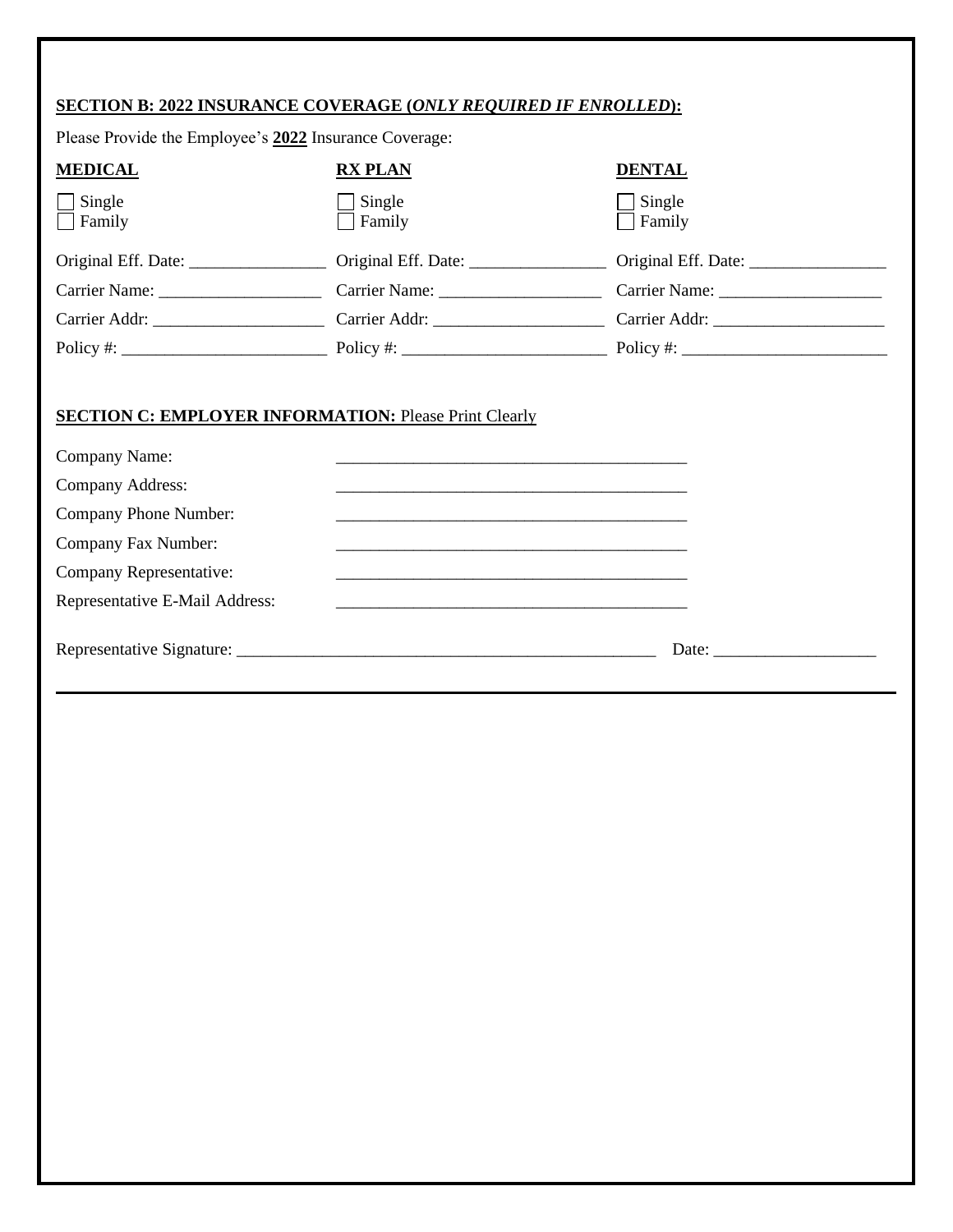**SECTION B: 2022 INSURANCE COVERAGE (*ONLY REQUIRED IF ENROLLED*):**

Please Provide the Employee's **2022** Insurance Coverage:

| **MEDICAL** | **RX PLAN** | **DENTAL** |
|---|---|---|
| ☐ Single<br>☐ Family | ☐ Single<br>☐ Family | ☐ Single<br>☐ Family |
| Original Eff. Date: ________________ | Original Eff. Date: ________________ | Original Eff. Date: ________________ |
| Carrier Name: ___________________ | Carrier Name: ___________________ | Carrier Name: ___________________ |
| Carrier Addr: ____________________ | Carrier Addr: ____________________ | Carrier Addr: ____________________ |
| Policy #: ________________________ | Policy #: ________________________ | Policy #: ________________________ |

**SECTION C: EMPLOYER INFORMATION:** Please Print Clearly

Company Name: __________________________________________

Company Address: __________________________________________

Company Phone Number: __________________________________________

Company Fax Number: __________________________________________

Company Representative: __________________________________________

Representative E-Mail Address: __________________________________________

Representative Signature: ___________________________________________________ Date: ___________________